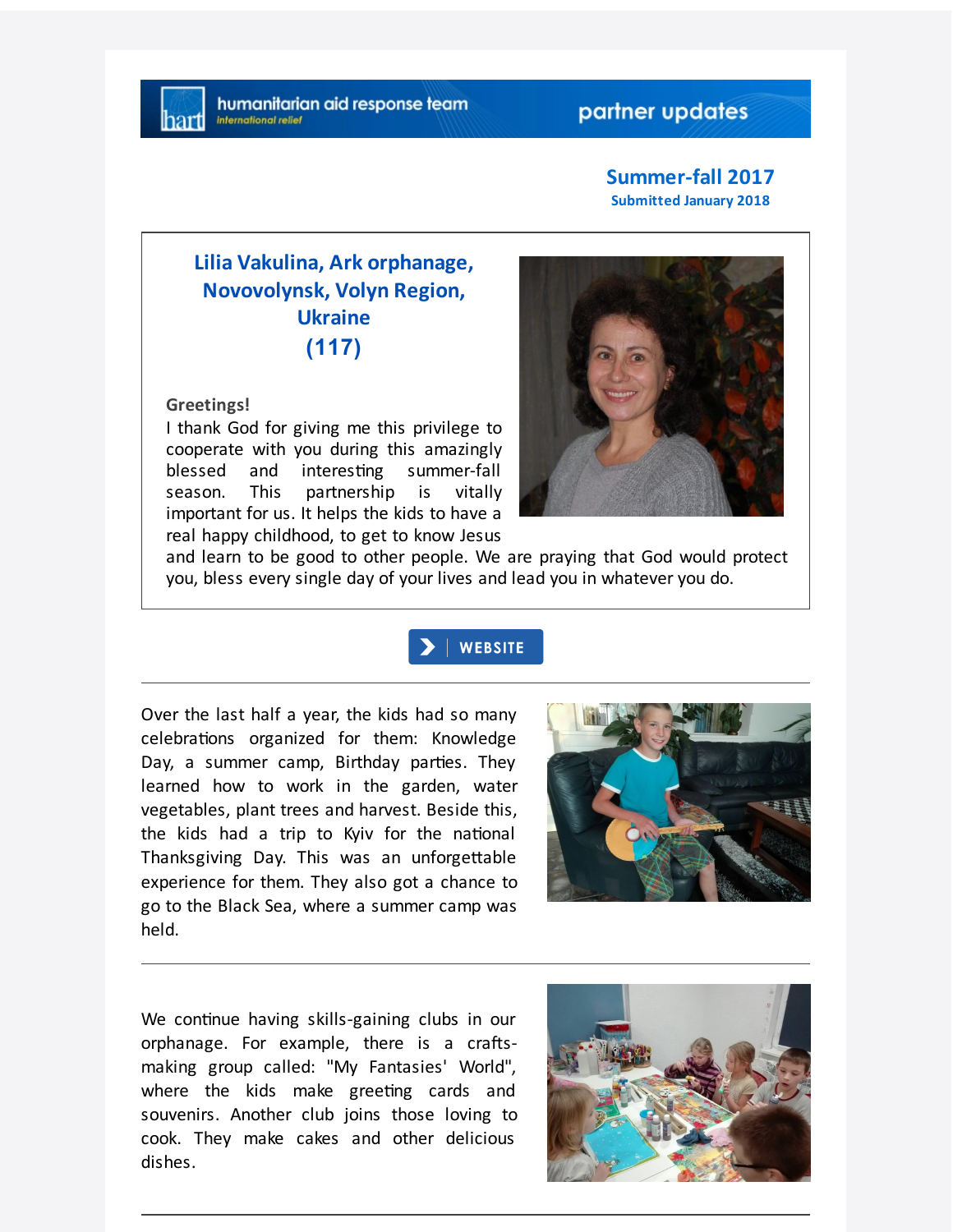humanitarian aid response team
*international relief*

partner updates

**Summer-fall 2017**
**Submitted January 2018**

## Lilia Vakulina, Ark orphanage, Novovolynsk, Volyn Region, Ukraine (117)

**Greetings!**
I thank God for giving me this privilege to cooperate with you during this amazingly blessed and interesting summer-fall season. This partnership is vitally important for us. It helps the kids to have a real happy childhood, to get to know Jesus and learn to be good to other people. We are praying that God would protect you, bless every single day of your lives and lead you in whatever you do.

WEBSITE

---

Over the last half a year, the kids had so many celebrations organized for them: Knowledge Day, a summer camp, Birthday parties. They learned how to work in the garden, water vegetables, plant trees and harvest. Beside this, the kids had a trip to Kyiv for the national Thanksgiving Day. This was an unforgettable experience for them. They also got a chance to go to the Black Sea, where a summer camp was held.

---

We continue having skills-gaining clubs in our orphanage. For example, there is a crafts-making group called: "My Fantasies' World", where the kids make greeting cards and souvenirs. Another club joins those loving to cook. They make cakes and other delicious dishes.

---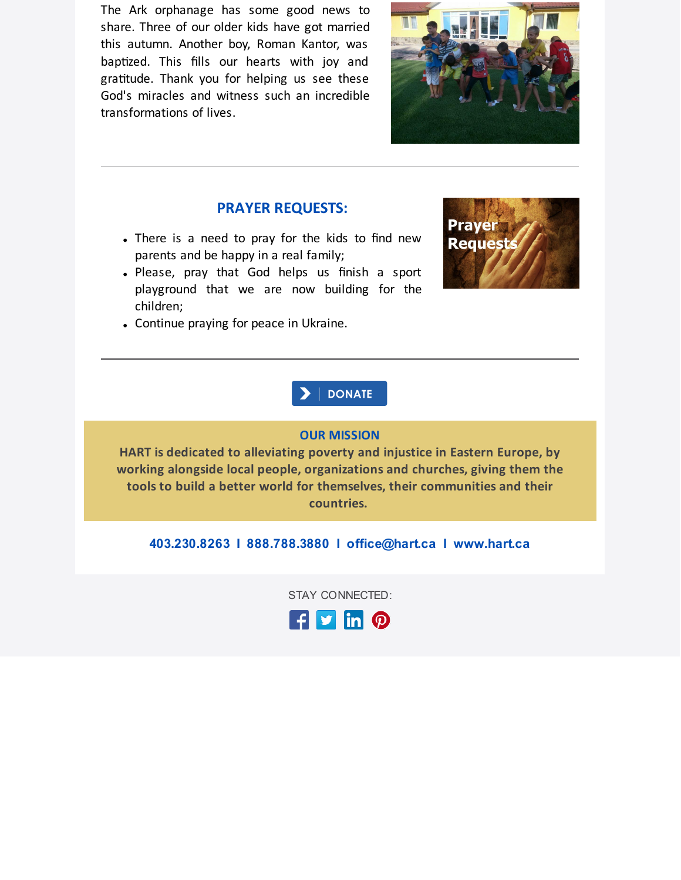The Ark orphanage has some good news to share. Three of our older kids have got married this autumn. Another boy, Roman Kantor, was baptized. This fills our hearts with joy and gratitude. Thank you for helping us see these God's miracles and witness such an incredible transformations of lives.

---

## PRAYER REQUESTS:

- There is a need to pray for the kids to find new parents and be happy in a real family;
- Please, pray that God helps us finish a sport playground that we are now building for the children;
- Continue praying for peace in Ukraine.

---

DONATE

**OUR MISSION**

**HART is dedicated to alleviating poverty and injustice in Eastern Europe, by working alongside local people, organizations and churches, giving them the tools to build a better world for themselves, their communities and their countries.**

**403.230.8263 I 888.788.3880 I office@hart.ca I www.hart.ca**

STAY CONNECTED: